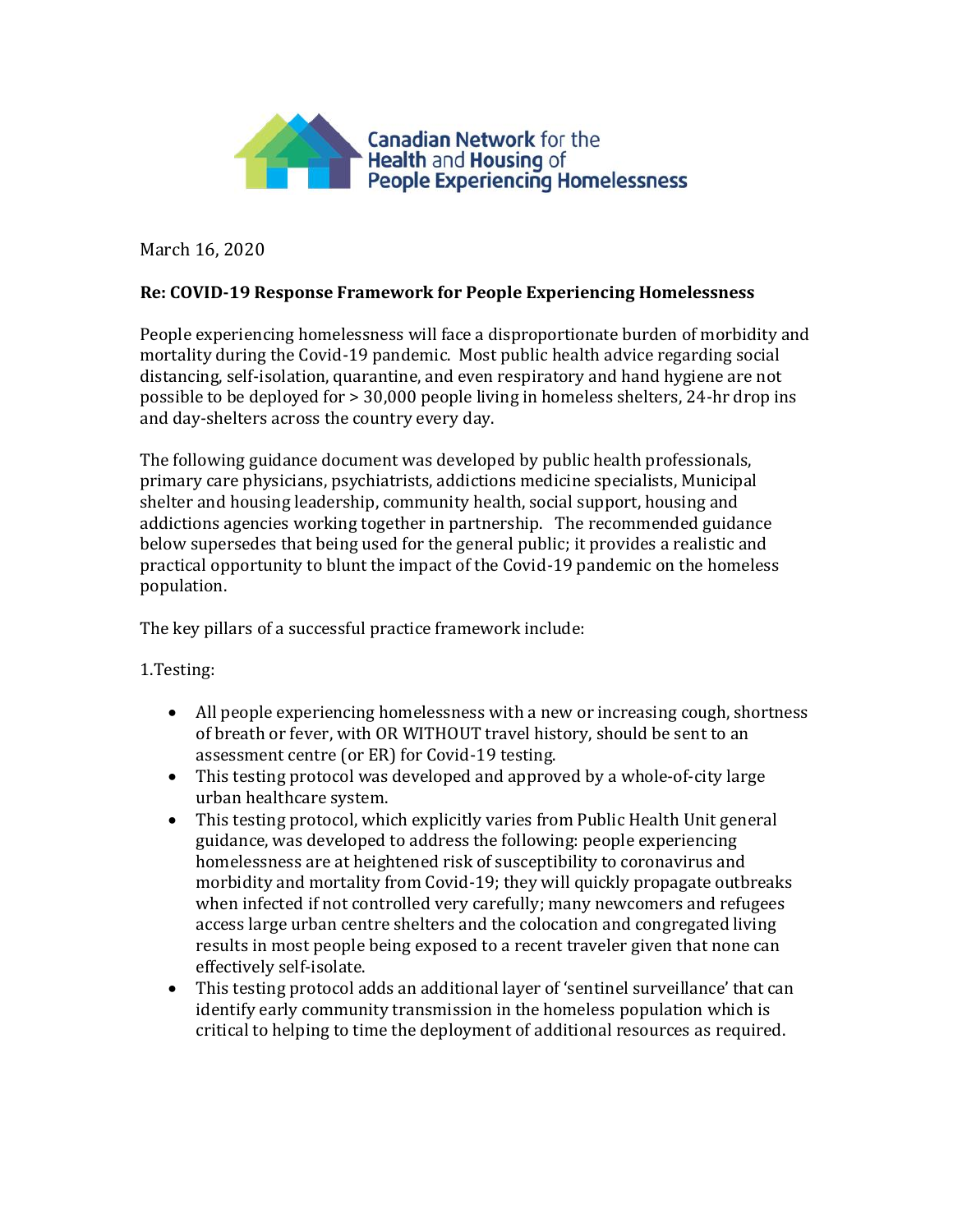Canadian Network for the Health and Housing of People Experiencing Homelessness

March 16, 2020

**Re: COVID-19 Response Framework for People Experiencing Homelessness**

People experiencing homelessness will face a disproportionate burden of morbidity and mortality during the Covid-19 pandemic. Most public health advice regarding social distancing, self-isolation, quarantine, and even respiratory and hand hygiene are not possible to be deployed for > 30,000 people living in homeless shelters, 24-hr drop ins and day-shelters across the country every day.

The following guidance document was developed by public health professionals, primary care physicians, psychiatrists, addictions medicine specialists, Municipal shelter and housing leadership, community health, social support, housing and addictions agencies working together in partnership. The recommended guidance below supersedes that being used for the general public; it provides a realistic and practical opportunity to blunt the impact of the Covid-19 pandemic on the homeless population.

The key pillars of a successful practice framework include:

1.Testing:

- All people experiencing homelessness with a new or increasing cough, shortness of breath or fever, with OR WITHOUT travel history, should be sent to an assessment centre (or ER) for Covid-19 testing.
- This testing protocol was developed and approved by a whole-of-city large urban healthcare system.
- This testing protocol, which explicitly varies from Public Health Unit general guidance, was developed to address the following: people experiencing homelessness are at heightened risk of susceptibility to coronavirus and morbidity and mortality from Covid-19; they will quickly propagate outbreaks when infected if not controlled very carefully; many newcomers and refugees access large urban centre shelters and the colocation and congregated living results in most people being exposed to a recent traveler given that none can effectively self-isolate.
- This testing protocol adds an additional layer of 'sentinel surveillance' that can identify early community transmission in the homeless population which is critical to helping to time the deployment of additional resources as required.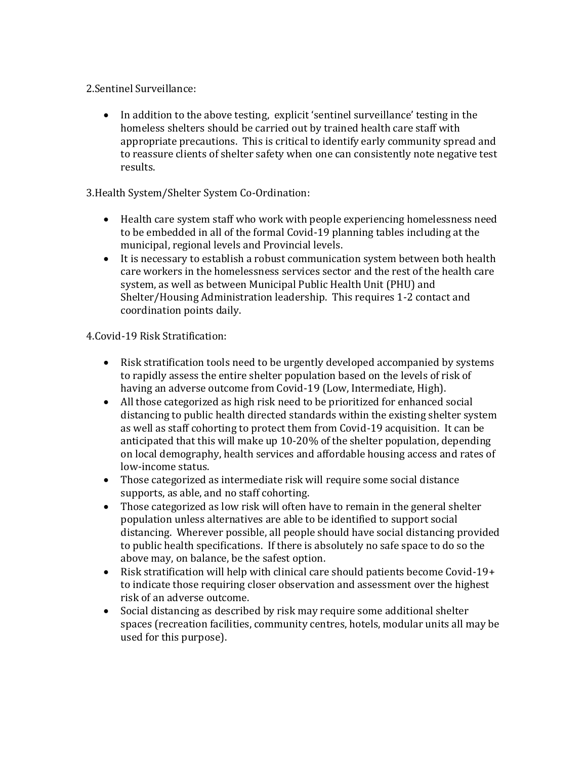2.Sentinel Surveillance:

- In addition to the above testing, explicit 'sentinel surveillance' testing in the homeless shelters should be carried out by trained health care staff with appropriate precautions. This is critical to identify early community spread and to reassure clients of shelter safety when one can consistently note negative test results.

3.Health System/Shelter System Co-Ordination:

- Health care system staff who work with people experiencing homelessness need to be embedded in all of the formal Covid-19 planning tables including at the municipal, regional levels and Provincial levels.
- It is necessary to establish a robust communication system between both health care workers in the homelessness services sector and the rest of the health care system, as well as between Municipal Public Health Unit (PHU) and Shelter/Housing Administration leadership. This requires 1-2 contact and coordination points daily.

4.Covid-19 Risk Stratification:

- Risk stratification tools need to be urgently developed accompanied by systems to rapidly assess the entire shelter population based on the levels of risk of having an adverse outcome from Covid-19 (Low, Intermediate, High).
- All those categorized as high risk need to be prioritized for enhanced social distancing to public health directed standards within the existing shelter system as well as staff cohorting to protect them from Covid-19 acquisition. It can be anticipated that this will make up 10-20% of the shelter population, depending on local demography, health services and affordable housing access and rates of low-income status.
- Those categorized as intermediate risk will require some social distance supports, as able, and no staff cohorting.
- Those categorized as low risk will often have to remain in the general shelter population unless alternatives are able to be identified to support social distancing. Wherever possible, all people should have social distancing provided to public health specifications. If there is absolutely no safe space to do so the above may, on balance, be the safest option.
- Risk stratification will help with clinical care should patients become Covid-19+ to indicate those requiring closer observation and assessment over the highest risk of an adverse outcome.
- Social distancing as described by risk may require some additional shelter spaces (recreation facilities, community centres, hotels, modular units all may be used for this purpose).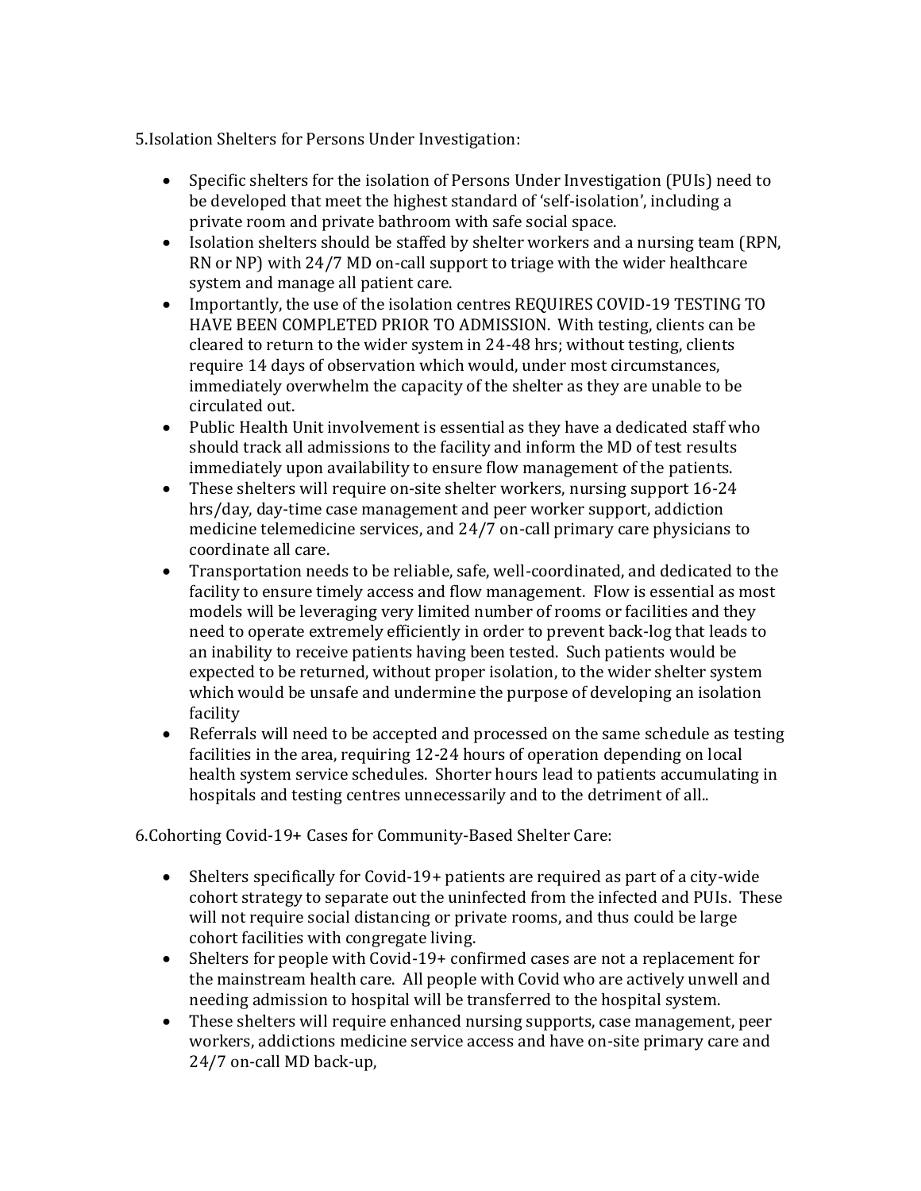5.Isolation Shelters for Persons Under Investigation:

- Specific shelters for the isolation of Persons Under Investigation (PUIs) need to be developed that meet the highest standard of 'self-isolation', including a private room and private bathroom with safe social space.
- Isolation shelters should be staffed by shelter workers and a nursing team (RPN, RN or NP) with 24/7 MD on-call support to triage with the wider healthcare system and manage all patient care.
- Importantly, the use of the isolation centres REQUIRES COVID-19 TESTING TO HAVE BEEN COMPLETED PRIOR TO ADMISSION. With testing, clients can be cleared to return to the wider system in 24-48 hrs; without testing, clients require 14 days of observation which would, under most circumstances, immediately overwhelm the capacity of the shelter as they are unable to be circulated out.
- Public Health Unit involvement is essential as they have a dedicated staff who should track all admissions to the facility and inform the MD of test results immediately upon availability to ensure flow management of the patients.
- These shelters will require on-site shelter workers, nursing support 16-24 hrs/day, day-time case management and peer worker support, addiction medicine telemedicine services, and 24/7 on-call primary care physicians to coordinate all care.
- Transportation needs to be reliable, safe, well-coordinated, and dedicated to the facility to ensure timely access and flow management. Flow is essential as most models will be leveraging very limited number of rooms or facilities and they need to operate extremely efficiently in order to prevent back-log that leads to an inability to receive patients having been tested. Such patients would be expected to be returned, without proper isolation, to the wider shelter system which would be unsafe and undermine the purpose of developing an isolation facility
- Referrals will need to be accepted and processed on the same schedule as testing facilities in the area, requiring 12-24 hours of operation depending on local health system service schedules. Shorter hours lead to patients accumulating in hospitals and testing centres unnecessarily and to the detriment of all..

6.Cohorting Covid-19+ Cases for Community-Based Shelter Care:

- Shelters specifically for Covid-19+ patients are required as part of a city-wide cohort strategy to separate out the uninfected from the infected and PUIs. These will not require social distancing or private rooms, and thus could be large cohort facilities with congregate living.
- Shelters for people with Covid-19+ confirmed cases are not a replacement for the mainstream health care. All people with Covid who are actively unwell and needing admission to hospital will be transferred to the hospital system.
- These shelters will require enhanced nursing supports, case management, peer workers, addictions medicine service access and have on-site primary care and 24/7 on-call MD back-up,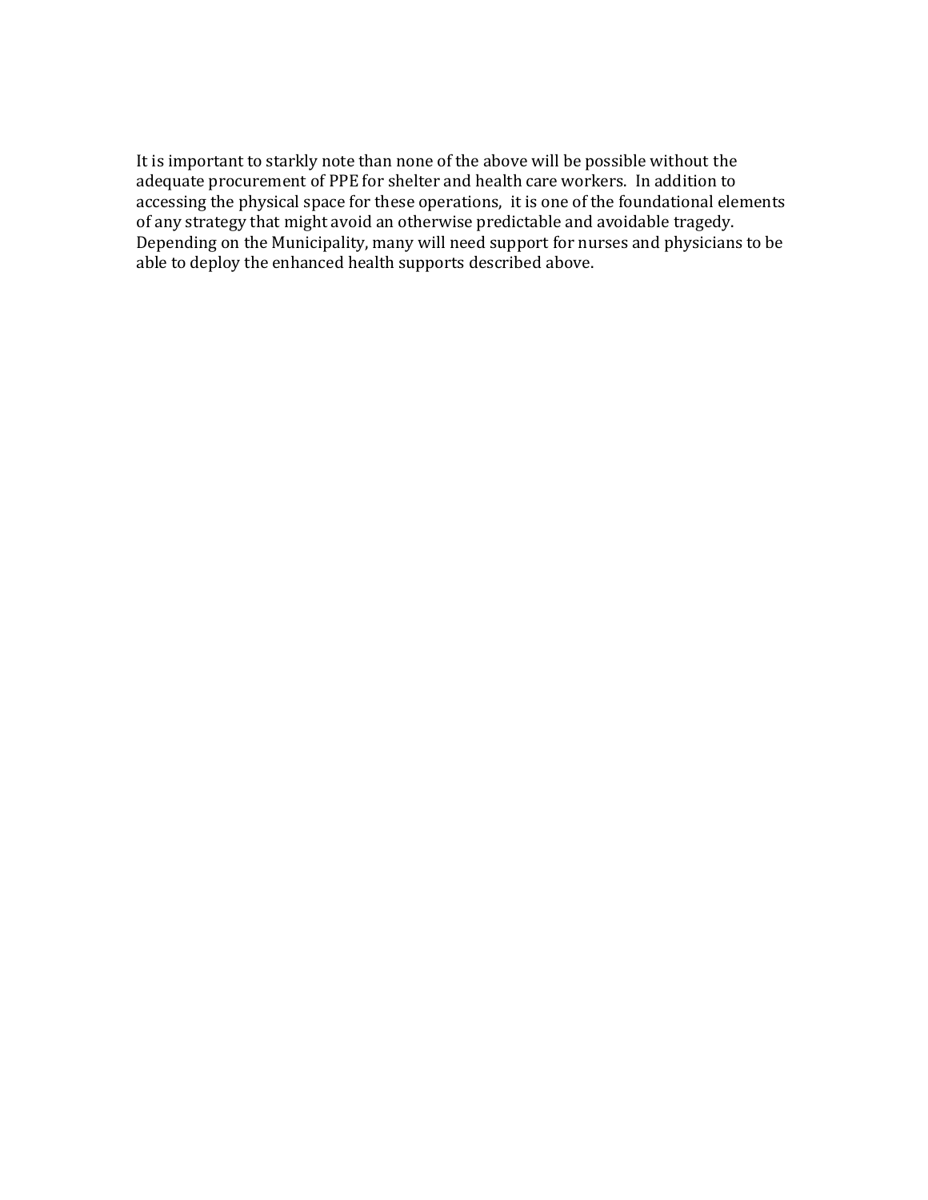It is important to starkly note than none of the above will be possible without the adequate procurement of PPE for shelter and health care workers. In addition to accessing the physical space for these operations, it is one of the foundational elements of any strategy that might avoid an otherwise predictable and avoidable tragedy. Depending on the Municipality, many will need support for nurses and physicians to be able to deploy the enhanced health supports described above.